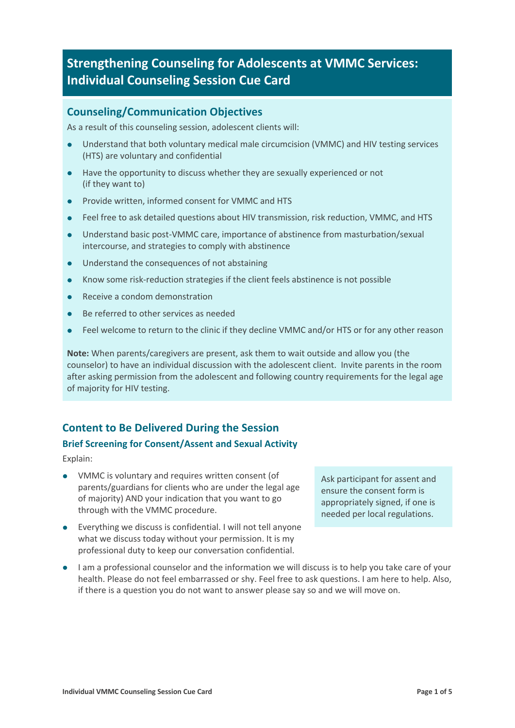# Strengthening Counseling for Adolescents at VMMC Services: Individual Counseling Session Cue Card

## Counseling/Communication Objectives

As a result of this counseling session, adolescent clients will:

- Understand that both voluntary medical male circumcision (VMMC) and HIV testing services (HTS) are voluntary and confidential
- Have the opportunity to discuss whether they are sexually experienced or not (if they want to)
- Provide written, informed consent for VMMC and HTS
- Feel free to ask detailed questions about HIV transmission, risk reduction, VMMC, and HTS
- Understand basic post-VMMC care, importance of abstinence from masturbation/sexual intercourse, and strategies to comply with abstinence
- Understand the consequences of not abstaining
- Know some risk-reduction strategies if the client feels abstinence is not possible
- Receive a condom demonstration
- Be referred to other services as needed
- Feel welcome to return to the clinic if they decline VMMC and/or HTS or for any other reason

**Note:** When parents/caregivers are present, ask them to wait outside and allow you (the counselor) to have an individual discussion with the adolescent client. Invite parents in the room after asking permission from the adolescent and following country requirements for the legal age of majority for HIV testing.

## Content to Be Delivered During the Session

### Brief Screening for Consent/Assent and Sexual Activity

Explain:

- VMMC is voluntary and requires written consent (of parents/guardians for clients who are under the legal age of majority) AND your indication that you want to go through with the VMMC procedure.
- Everything we discuss is confidential. I will not tell anyone what we discuss today without your permission. It is my professional duty to keep our conversation confidential.
- I am a professional counselor and the information we will discuss is to help you take care of your health. Please do not feel embarrassed or shy. Feel free to ask questions. I am here to help. Also, if there is a question you do not want to answer please say so and we will move on.

Ask participant for assent and ensure the consent form is appropriately signed, if one is needed per local regulations.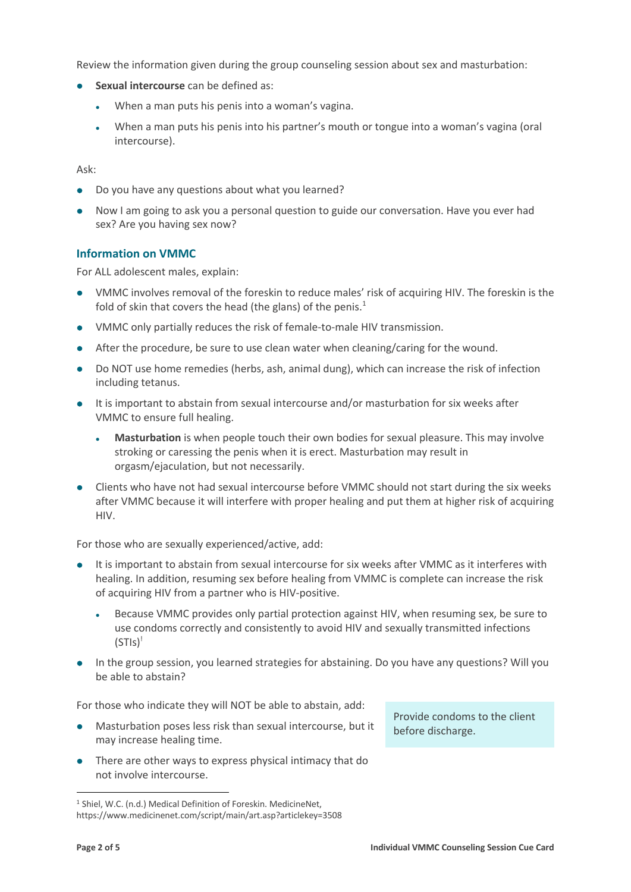Review the information given during the group counseling session about sex and masturbation:

- **Sexual intercourse** can be defined as:
  - When a man puts his penis into a woman's vagina.
  - When a man puts his penis into his partner's mouth or tongue into a woman's vagina (oral intercourse).

Ask:

- Do you have any questions about what you learned?
- Now I am going to ask you a personal question to guide our conversation. Have you ever had sex? Are you having sex now?

### Information on VMMC

For ALL adolescent males, explain:

- VMMC involves removal of the foreskin to reduce males' risk of acquiring HIV. The foreskin is the fold of skin that covers the head (the glans) of the penis.[1]
- VMMC only partially reduces the risk of female-to-male HIV transmission.
- After the procedure, be sure to use clean water when cleaning/caring for the wound.
- Do NOT use home remedies (herbs, ash, animal dung), which can increase the risk of infection including tetanus.
- It is important to abstain from sexual intercourse and/or masturbation for six weeks after VMMC to ensure full healing.
  - **Masturbation** is when people touch their own bodies for sexual pleasure. This may involve stroking or caressing the penis when it is erect. Masturbation may result in orgasm/ejaculation, but not necessarily.
- Clients who have not had sexual intercourse before VMMC should not start during the six weeks after VMMC because it will interfere with proper healing and put them at higher risk of acquiring HIV.

For those who are sexually experienced/active, add:

- It is important to abstain from sexual intercourse for six weeks after VMMC as it interferes with healing. In addition, resuming sex before healing from VMMC is complete can increase the risk of acquiring HIV from a partner who is HIV-positive.
  - Because VMMC provides only partial protection against HIV, when resuming sex, be sure to use condoms correctly and consistently to avoid HIV and sexually transmitted infections (STIs)[i]
- In the group session, you learned strategies for abstaining. Do you have any questions? Will you be able to abstain?

For those who indicate they will NOT be able to abstain, add:

- Masturbation poses less risk than sexual intercourse, but it may increase healing time.
- There are other ways to express physical intimacy that do not involve intercourse.

Provide condoms to the client before discharge.

---

[1] Shiel, W.C. (n.d.) Medical Definition of Foreskin. MedicineNet, https://www.medicinenet.com/script/main/art.asp?articlekey=3508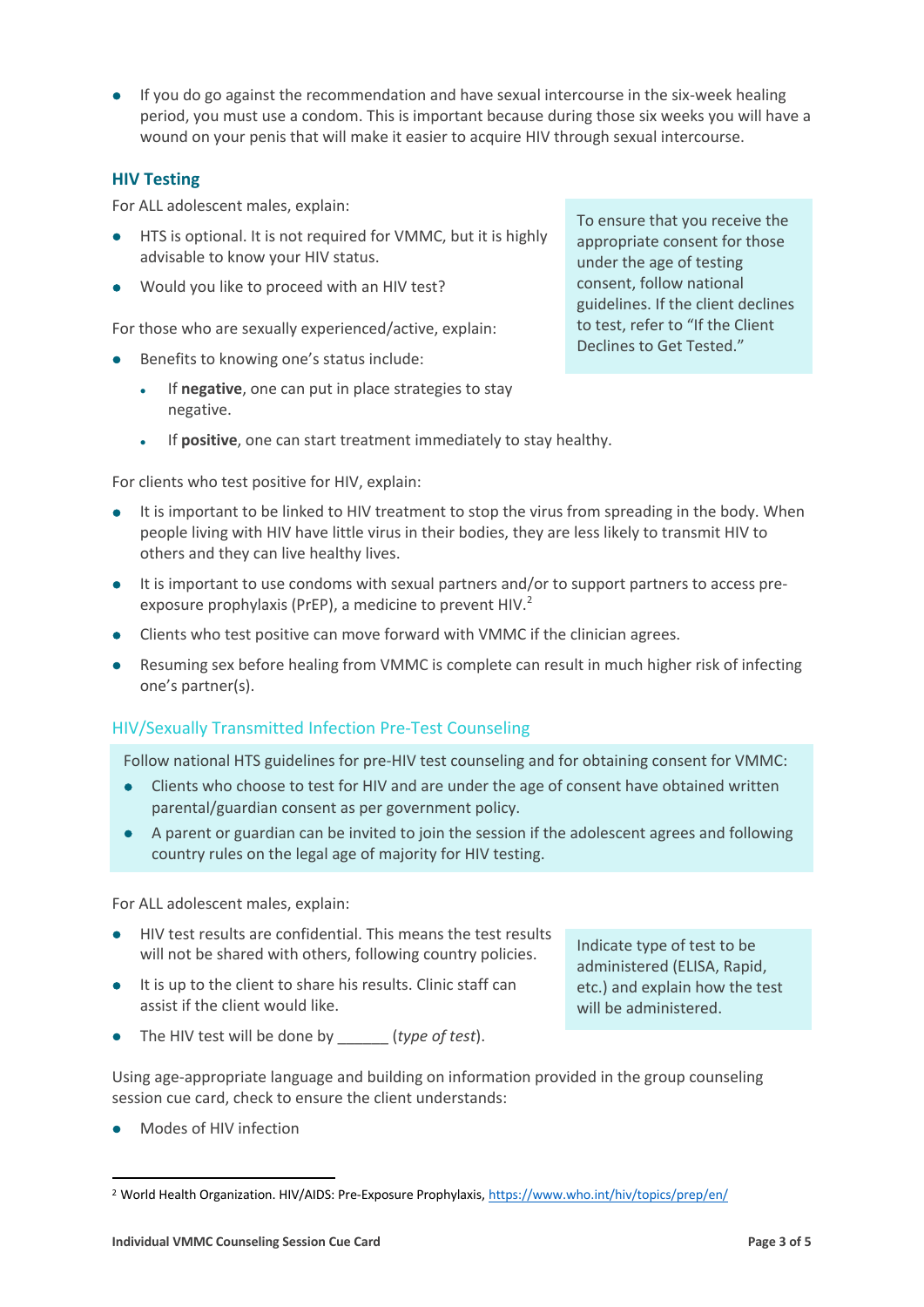- If you do go against the recommendation and have sexual intercourse in the six-week healing period, you must use a condom. This is important because during those six weeks you will have a wound on your penis that will make it easier to acquire HIV through sexual intercourse.

### HIV Testing

For ALL adolescent males, explain:

- HTS is optional. It is not required for VMMC, but it is highly advisable to know your HIV status.
- Would you like to proceed with an HIV test?

> To ensure that you receive the appropriate consent for those under the age of testing consent, follow national guidelines. If the client declines to test, refer to "If the Client Declines to Get Tested."

For those who are sexually experienced/active, explain:

- Benefits to knowing one's status include:
  - If **negative**, one can put in place strategies to stay negative.
  - If **positive**, one can start treatment immediately to stay healthy.

For clients who test positive for HIV, explain:

- It is important to be linked to HIV treatment to stop the virus from spreading in the body. When people living with HIV have little virus in their bodies, they are less likely to transmit HIV to others and they can live healthy lives.
- It is important to use condoms with sexual partners and/or to support partners to access pre-exposure prophylaxis (PrEP), a medicine to prevent HIV.[2]
- Clients who test positive can move forward with VMMC if the clinician agrees.
- Resuming sex before healing from VMMC is complete can result in much higher risk of infecting one's partner(s).

### HIV/Sexually Transmitted Infection Pre-Test Counseling

> Follow national HTS guidelines for pre-HIV test counseling and for obtaining consent for VMMC:
> - Clients who choose to test for HIV and are under the age of consent have obtained written parental/guardian consent as per government policy.
> - A parent or guardian can be invited to join the session if the adolescent agrees and following country rules on the legal age of majority for HIV testing.

For ALL adolescent males, explain:

- HIV test results are confidential. This means the test results will not be shared with others, following country policies.
- It is up to the client to share his results. Clinic staff can assist if the client would like.
- The HIV test will be done by ______ (*type of test*).

> Indicate type of test to be administered (ELISA, Rapid, etc.) and explain how the test will be administered.

Using age-appropriate language and building on information provided in the group counseling session cue card, check to ensure the client understands:

- Modes of HIV infection

---

[2] World Health Organization. HIV/AIDS: Pre-Exposure Prophylaxis, https://www.who.int/hiv/topics/prep/en/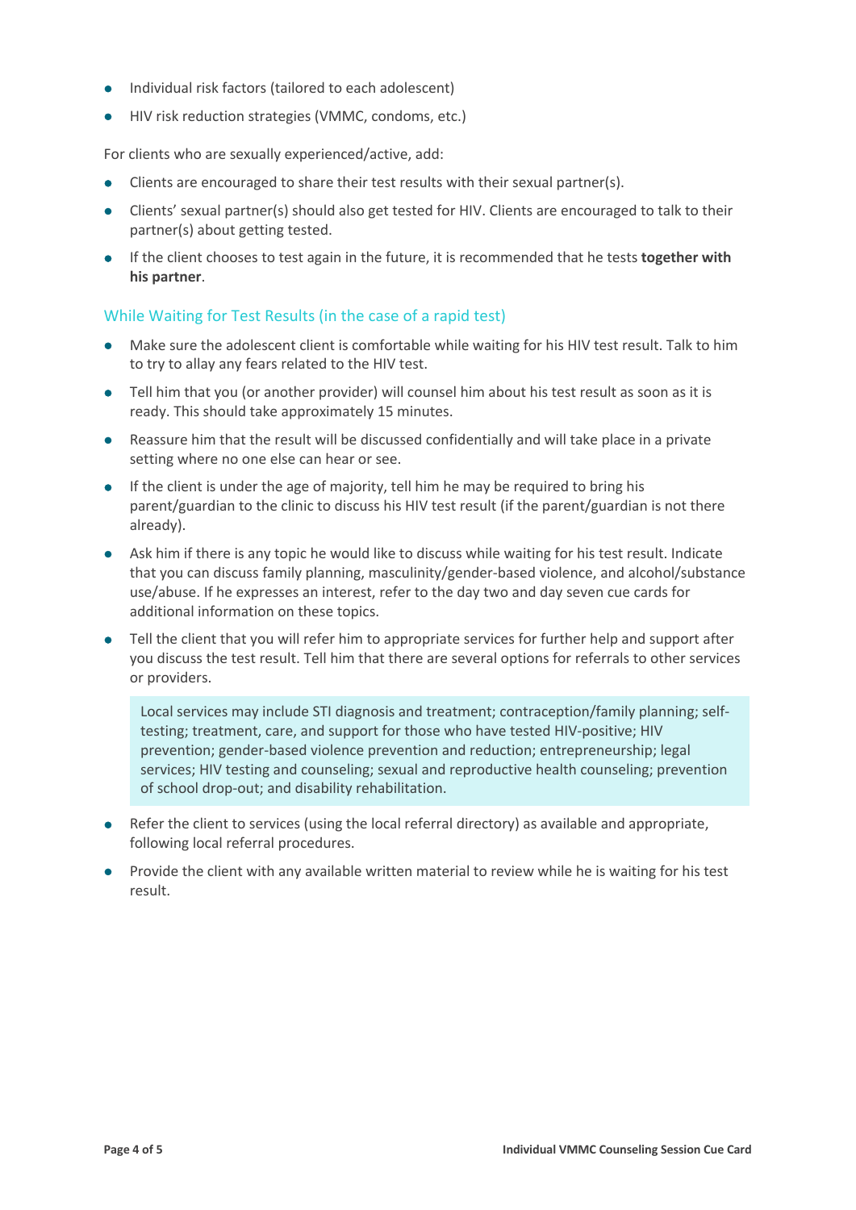- Individual risk factors (tailored to each adolescent)
- HIV risk reduction strategies (VMMC, condoms, etc.)

For clients who are sexually experienced/active, add:

- Clients are encouraged to share their test results with their sexual partner(s).
- Clients' sexual partner(s) should also get tested for HIV. Clients are encouraged to talk to their partner(s) about getting tested.
- If the client chooses to test again in the future, it is recommended that he tests **together with his partner**.

## While Waiting for Test Results (in the case of a rapid test)

- Make sure the adolescent client is comfortable while waiting for his HIV test result. Talk to him to try to allay any fears related to the HIV test.
- Tell him that you (or another provider) will counsel him about his test result as soon as it is ready. This should take approximately 15 minutes.
- Reassure him that the result will be discussed confidentially and will take place in a private setting where no one else can hear or see.
- If the client is under the age of majority, tell him he may be required to bring his parent/guardian to the clinic to discuss his HIV test result (if the parent/guardian is not there already).
- Ask him if there is any topic he would like to discuss while waiting for his test result. Indicate that you can discuss family planning, masculinity/gender-based violence, and alcohol/substance use/abuse. If he expresses an interest, refer to the day two and day seven cue cards for additional information on these topics.
- Tell the client that you will refer him to appropriate services for further help and support after you discuss the test result. Tell him that there are several options for referrals to other services or providers.

  > Local services may include STI diagnosis and treatment; contraception/family planning; self-testing; treatment, care, and support for those who have tested HIV-positive; HIV prevention; gender-based violence prevention and reduction; entrepreneurship; legal services; HIV testing and counseling; sexual and reproductive health counseling; prevention of school drop-out; and disability rehabilitation.

- Refer the client to services (using the local referral directory) as available and appropriate, following local referral procedures.
- Provide the client with any available written material to review while he is waiting for his test result.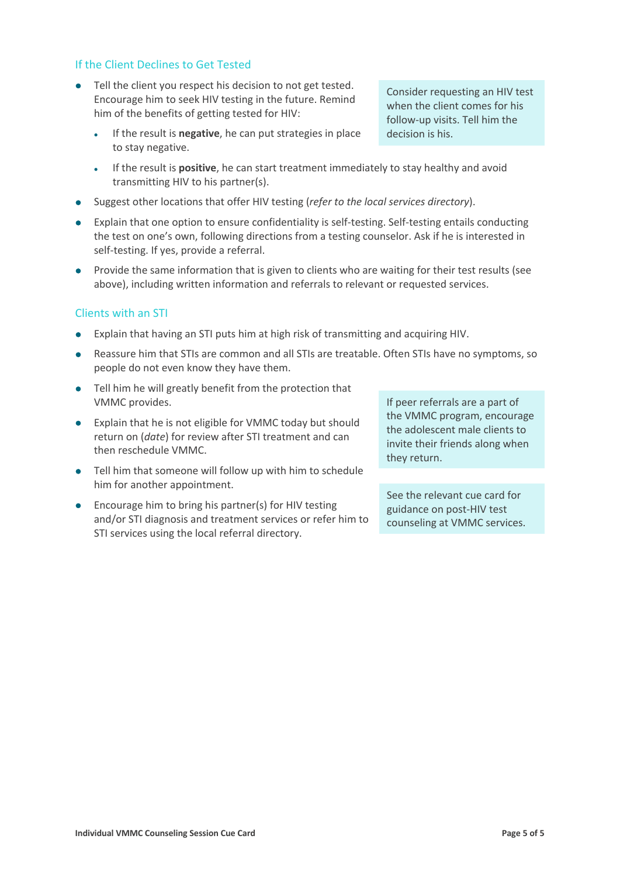## If the Client Declines to Get Tested

- Tell the client you respect his decision to not get tested. Encourage him to seek HIV testing in the future. Remind him of the benefits of getting tested for HIV:
  - If the result is **negative**, he can put strategies in place to stay negative.
  - If the result is **positive**, he can start treatment immediately to stay healthy and avoid transmitting HIV to his partner(s).

> Consider requesting an HIV test when the client comes for his follow-up visits. Tell him the decision is his.

- Suggest other locations that offer HIV testing (*refer to the local services directory*).
- Explain that one option to ensure confidentiality is self-testing. Self-testing entails conducting the test on one's own, following directions from a testing counselor. Ask if he is interested in self-testing. If yes, provide a referral.
- Provide the same information that is given to clients who are waiting for their test results (see above), including written information and referrals to relevant or requested services.

## Clients with an STI

- Explain that having an STI puts him at high risk of transmitting and acquiring HIV.
- Reassure him that STIs are common and all STIs are treatable. Often STIs have no symptoms, so people do not even know they have them.
- Tell him he will greatly benefit from the protection that VMMC provides.
- Explain that he is not eligible for VMMC today but should return on (*date*) for review after STI treatment and can then reschedule VMMC.
- Tell him that someone will follow up with him to schedule him for another appointment.
- Encourage him to bring his partner(s) for HIV testing and/or STI diagnosis and treatment services or refer him to STI services using the local referral directory.

> If peer referrals are a part of the VMMC program, encourage the adolescent male clients to invite their friends along when they return.

> See the relevant cue card for guidance on post-HIV test counseling at VMMC services.